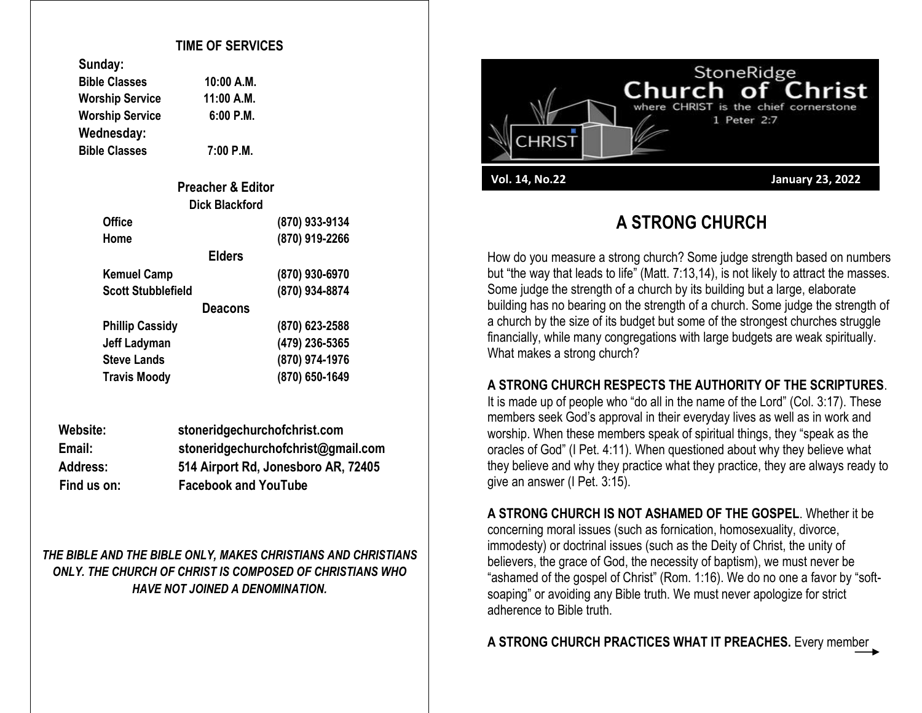## TIME OF SERVICES

**Sunday:**

| | |
|---|---|
| **Bible Classes** | **10:00 A.M.** |
| **Worship Service** | **11:00 A.M.** |
| **Worship Service** | **6:00 P.M.** |

**Wednesday:**

| | |
|---|---|
| **Bible Classes** | **7:00 P.M.** |

### Preacher & Editor

**Dick Blackford**

| | |
|---|---|
| **Office** | **(870) 933-9134** |
| **Home** | **(870) 919-2266** |

### Elders

| | |
|---|---|
| **Kemuel Camp** | **(870) 930-6970** |
| **Scott Stubblefield** | **(870) 934-8874** |

### Deacons

| | |
|---|---|
| **Phillip Cassidy** | **(870) 623-2588** |
| **Jeff Ladyman** | **(479) 236-5365** |
| **Steve Lands** | **(870) 974-1976** |
| **Travis Moody** | **(870) 650-1649** |

| | |
|---|---|
| **Website:** | **stoneridgechurchofchrist.com** |
| **Email:** | **stoneridgechurchofchrist@gmail.com** |
| **Address:** | **514 Airport Rd, Jonesboro AR, 72405** |
| **Find us on:** | **Facebook and YouTube** |

***THE BIBLE AND THE BIBLE ONLY, MAKES CHRISTIANS AND CHRISTIANS ONLY. THE CHURCH OF CHRIST IS COMPOSED OF CHRISTIANS WHO HAVE NOT JOINED A DENOMINATION.***

# StoneRidge Church of Christ

where CHRIST is the chief cornerstone
1 Peter 2:7

**Vol. 14, No.22** **January 23, 2022**

## A STRONG CHURCH

How do you measure a strong church? Some judge strength based on numbers but "the way that leads to life" (Matt. 7:13,14), is not likely to attract the masses. Some judge the strength of a church by its building but a large, elaborate building has no bearing on the strength of a church. Some judge the strength of a church by the size of its budget but some of the strongest churches struggle financially, while many congregations with large budgets are weak spiritually. What makes a strong church?

**A STRONG CHURCH RESPECTS THE AUTHORITY OF THE SCRIPTURES**. It is made up of people who "do all in the name of the Lord" (Col. 3:17). These members seek God's approval in their everyday lives as well as in work and worship. When these members speak of spiritual things, they "speak as the oracles of God" (I Pet. 4:11). When questioned about why they believe what they believe and why they practice what they practice, they are always ready to give an answer (I Pet. 3:15).

**A STRONG CHURCH IS NOT ASHAMED OF THE GOSPEL**. Whether it be concerning moral issues (such as fornication, homosexuality, divorce, immodesty) or doctrinal issues (such as the Deity of Christ, the unity of believers, the grace of God, the necessity of baptism), we must never be "ashamed of the gospel of Christ" (Rom. 1:16). We do no one a favor by "soft-soaping" or avoiding any Bible truth. We must never apologize for strict adherence to Bible truth.

**A STRONG CHURCH PRACTICES WHAT IT PREACHES.** Every member →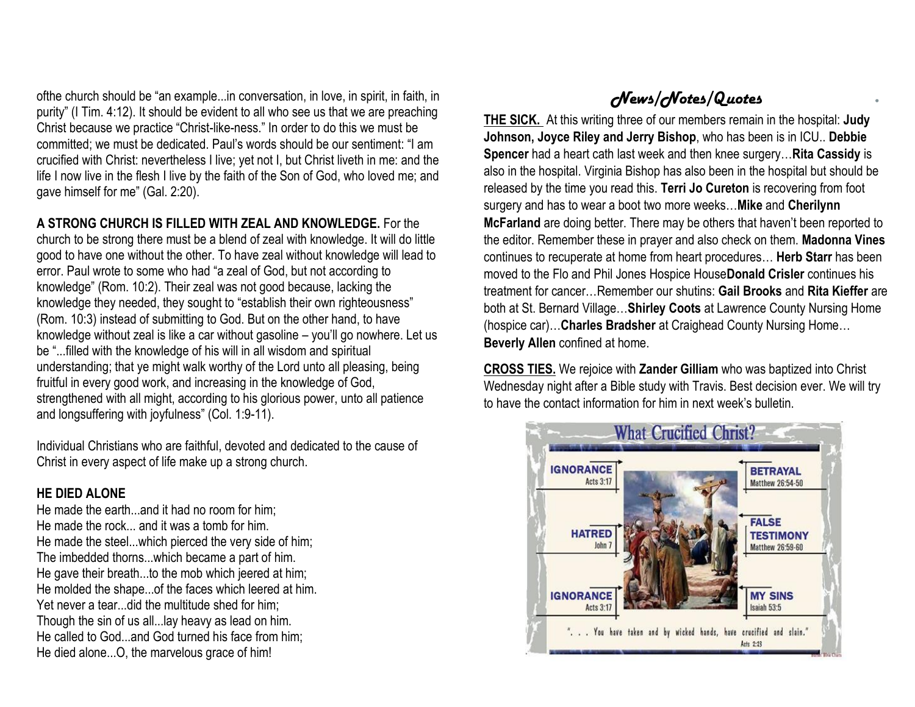ofthe church should be "an example...in conversation, in love, in spirit, in faith, in purity" (I Tim. 4:12). It should be evident to all who see us that we are preaching Christ because we practice "Christ-like-ness." In order to do this we must be committed; we must be dedicated. Paul's words should be our sentiment: "I am crucified with Christ: nevertheless I live; yet not I, but Christ liveth in me: and the life I now live in the flesh I live by the faith of the Son of God, who loved me; and gave himself for me" (Gal. 2:20).

**A STRONG CHURCH IS FILLED WITH ZEAL AND KNOWLEDGE.** For the church to be strong there must be a blend of zeal with knowledge. It will do little good to have one without the other. To have zeal without knowledge will lead to error. Paul wrote to some who had "a zeal of God, but not according to knowledge" (Rom. 10:2). Their zeal was not good because, lacking the knowledge they needed, they sought to "establish their own righteousness" (Rom. 10:3) instead of submitting to God. But on the other hand, to have knowledge without zeal is like a car without gasoline – you'll go nowhere. Let us be "...filled with the knowledge of his will in all wisdom and spiritual understanding; that ye might walk worthy of the Lord unto all pleasing, being fruitful in every good work, and increasing in the knowledge of God, strengthened with all might, according to his glorious power, unto all patience and longsuffering with joyfulness" (Col. 1:9-11).

Individual Christians who are faithful, devoted and dedicated to the cause of Christ in every aspect of life make up a strong church.

**HE DIED ALONE**

He made the earth...and it had no room for him;
He made the rock... and it was a tomb for him.
He made the steel...which pierced the very side of him;
The imbedded thorns...which became a part of him.
He gave their breath...to the mob which jeered at him;
He molded the shape...of the faces which leered at him.
Yet never a tear...did the multitude shed for him;
Though the sin of us all...lay heavy as lead on him.
He called to God...and God turned his face from him;
He died alone...O, the marvelous grace of him!

## *News/Notes/Quotes*

**THE SICK.** At this writing three of our members remain in the hospital: **Judy Johnson, Joyce Riley and Jerry Bishop**, who has been is in ICU.. **Debbie Spencer** had a heart cath last week and then knee surgery…**Rita Cassidy** is also in the hospital. Virginia Bishop has also been in the hospital but should be released by the time you read this. **Terri Jo Cureton** is recovering from foot surgery and has to wear a boot two more weeks…**Mike** and **Cherilynn McFarland** are doing better. There may be others that haven't been reported to the editor. Remember these in prayer and also check on them. **Madonna Vines** continues to recuperate at home from heart procedures… **Herb Starr** has been moved to the Flo and Phil Jones Hospice House**Donald Crisler** continues his treatment for cancer…Remember our shutins: **Gail Brooks** and **Rita Kieffer** are both at St. Bernard Village…**Shirley Coots** at Lawrence County Nursing Home (hospice car)…**Charles Bradsher** at Craighead County Nursing Home… **Beverly Allen** confined at home.

**CROSS TIES.** We rejoice with **Zander Gilliam** who was baptized into Christ Wednesday night after a Bible study with Travis. Best decision ever. We will try to have the contact information for him in next week's bulletin.

What Crucified Christ?

IGNORANCE Acts 3:17
HATRED John 7
IGNORANCE Acts 3:17
BETRAYAL Matthew 26:54-50
FALSE TESTIMONY Matthew 26:59-60
MY SINS Isaiah 53:5

". . . You have taken and by wicked hands, have crucified and slain." Acts 2:23